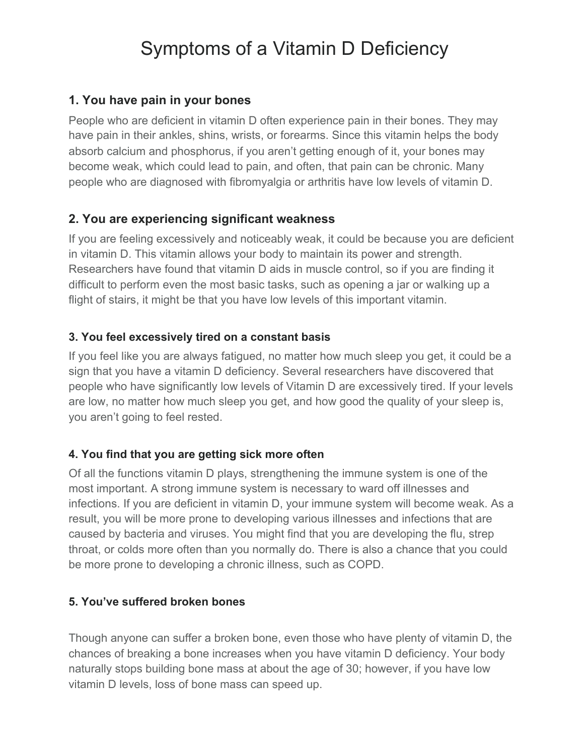# Symptoms of a Vitamin D Deficiency

## 1. You have pain in your bones

People who are deficient in vitamin D often experience pain in their bones. They may have pain in their ankles, shins, wrists, or forearms. Since this vitamin helps the body absorb calcium and phosphorus, if you aren't getting enough of it, your bones may become weak, which could lead to pain, and often, that pain can be chronic. Many people who are diagnosed with fibromyalgia or arthritis have low levels of vitamin D.

## 2. You are experiencing significant weakness

If you are feeling excessively and noticeably weak, it could be because you are deficient in vitamin D. This vitamin allows your body to maintain its power and strength. Researchers have found that vitamin D aids in muscle control, so if you are finding it difficult to perform even the most basic tasks, such as opening a jar or walking up a flight of stairs, it might be that you have low levels of this important vitamin.

### 3. You feel excessively tired on a constant basis

If you feel like you are always fatigued, no matter how much sleep you get, it could be a sign that you have a vitamin D deficiency. Several researchers have discovered that people who have significantly low levels of Vitamin D are excessively tired. If your levels are low, no matter how much sleep you get, and how good the quality of your sleep is, you aren't going to feel rested.

### 4. You find that you are getting sick more often

Of all the functions vitamin D plays, strengthening the immune system is one of the most important. A strong immune system is necessary to ward off illnesses and infections. If you are deficient in vitamin D, your immune system will become weak. As a result, you will be more prone to developing various illnesses and infections that are caused by bacteria and viruses. You might find that you are developing the flu, strep throat, or colds more often than you normally do. There is also a chance that you could be more prone to developing a chronic illness, such as COPD.

### 5. You've suffered broken bones

Though anyone can suffer a broken bone, even those who have plenty of vitamin D, the chances of breaking a bone increases when you have vitamin D deficiency. Your body naturally stops building bone mass at about the age of 30; however, if you have low vitamin D levels, loss of bone mass can speed up.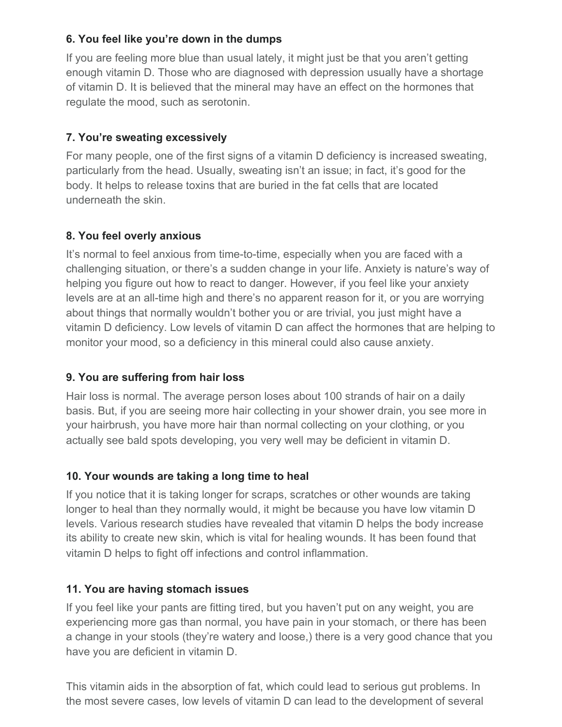**6. You feel like you're down in the dumps**

If you are feeling more blue than usual lately, it might just be that you aren't getting enough vitamin D. Those who are diagnosed with depression usually have a shortage of vitamin D. It is believed that the mineral may have an effect on the hormones that regulate the mood, such as serotonin.

**7. You're sweating excessively**

For many people, one of the first signs of a vitamin D deficiency is increased sweating, particularly from the head. Usually, sweating isn't an issue; in fact, it's good for the body. It helps to release toxins that are buried in the fat cells that are located underneath the skin.

**8. You feel overly anxious**

It's normal to feel anxious from time-to-time, especially when you are faced with a challenging situation, or there's a sudden change in your life. Anxiety is nature's way of helping you figure out how to react to danger. However, if you feel like your anxiety levels are at an all-time high and there's no apparent reason for it, or you are worrying about things that normally wouldn't bother you or are trivial, you just might have a vitamin D deficiency. Low levels of vitamin D can affect the hormones that are helping to monitor your mood, so a deficiency in this mineral could also cause anxiety.

**9. You are suffering from hair loss**

Hair loss is normal. The average person loses about 100 strands of hair on a daily basis. But, if you are seeing more hair collecting in your shower drain, you see more in your hairbrush, you have more hair than normal collecting on your clothing, or you actually see bald spots developing, you very well may be deficient in vitamin D.

**10. Your wounds are taking a long time to heal**

If you notice that it is taking longer for scraps, scratches or other wounds are taking longer to heal than they normally would, it might be because you have low vitamin D levels. Various research studies have revealed that vitamin D helps the body increase its ability to create new skin, which is vital for healing wounds. It has been found that vitamin D helps to fight off infections and control inflammation.

**11. You are having stomach issues**

If you feel like your pants are fitting tired, but you haven't put on any weight, you are experiencing more gas than normal, you have pain in your stomach, or there has been a change in your stools (they're watery and loose,) there is a very good chance that you have you are deficient in vitamin D.

This vitamin aids in the absorption of fat, which could lead to serious gut problems. In the most severe cases, low levels of vitamin D can lead to the development of several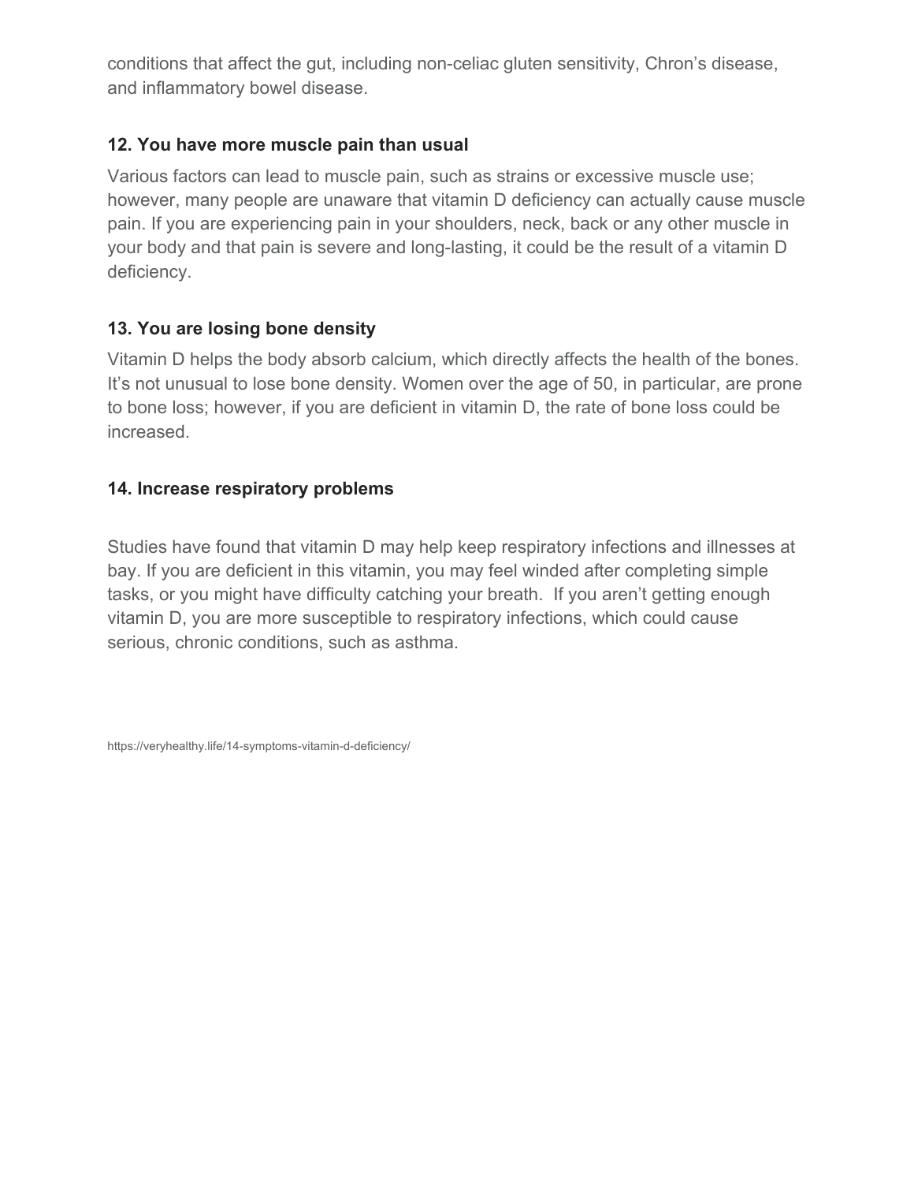conditions that affect the gut, including non-celiac gluten sensitivity, Chron's disease, and inflammatory bowel disease.

### 12. You have more muscle pain than usual

Various factors can lead to muscle pain, such as strains or excessive muscle use; however, many people are unaware that vitamin D deficiency can actually cause muscle pain. If you are experiencing pain in your shoulders, neck, back or any other muscle in your body and that pain is severe and long-lasting, it could be the result of a vitamin D deficiency.

### 13. You are losing bone density

Vitamin D helps the body absorb calcium, which directly affects the health of the bones. It's not unusual to lose bone density. Women over the age of 50, in particular, are prone to bone loss; however, if you are deficient in vitamin D, the rate of bone loss could be increased.

### 14. Increase respiratory problems

Studies have found that vitamin D may help keep respiratory infections and illnesses at bay. If you are deficient in this vitamin, you may feel winded after completing simple tasks, or you might have difficulty catching your breath. If you aren't getting enough vitamin D, you are more susceptible to respiratory infections, which could cause serious, chronic conditions, such as asthma.

https://veryhealthy.life/14-symptoms-vitamin-d-deficiency/